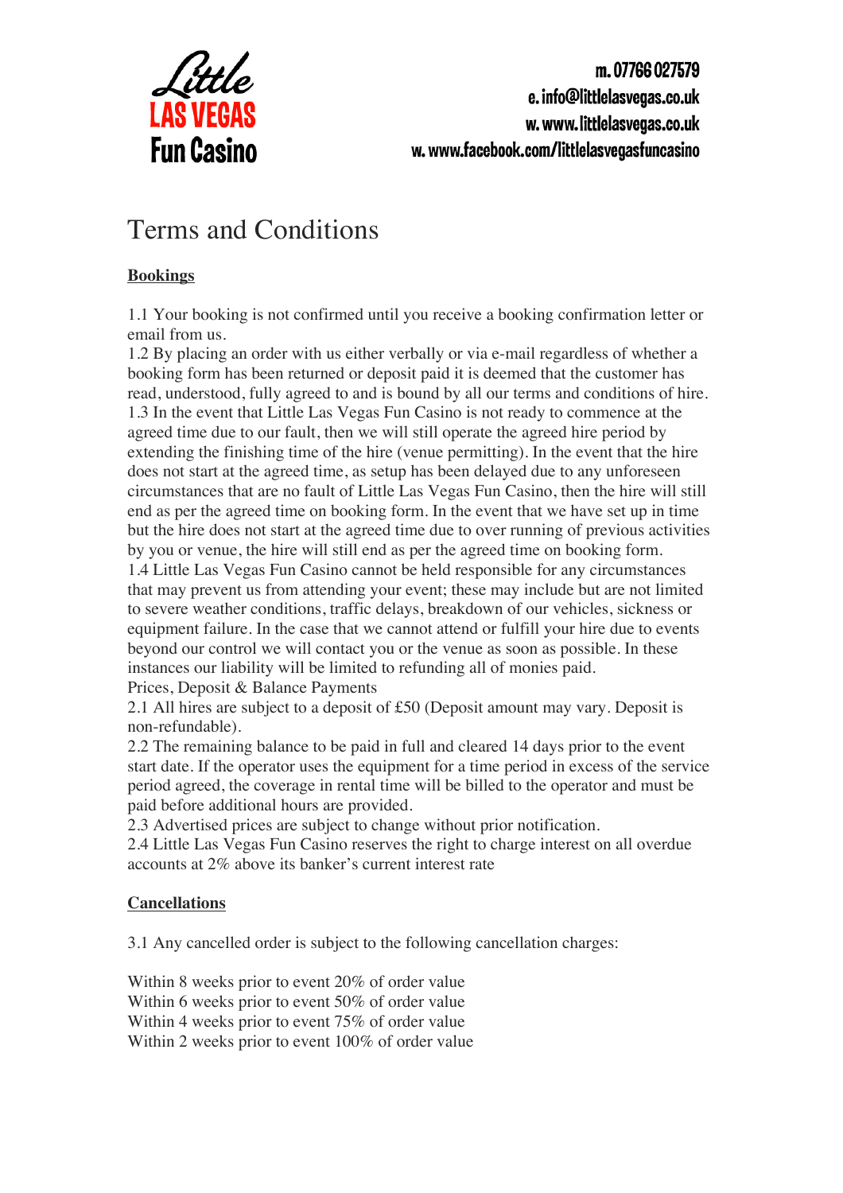Little LAS VEGAS Fun Casino

**m. 07766 027579**
**e. info@littlelasvegas.co.uk**
**w. www.littlelasvegas.co.uk**
**w. www.facebook.com/littlelasvegasfuncasino**

# Terms and Conditions

## Bookings

1.1 Your booking is not confirmed until you receive a booking confirmation letter or email from us.
1.2 By placing an order with us either verbally or via e-mail regardless of whether a booking form has been returned or deposit paid it is deemed that the customer has read, understood, fully agreed to and is bound by all our terms and conditions of hire.
1.3 In the event that Little Las Vegas Fun Casino is not ready to commence at the agreed time due to our fault, then we will still operate the agreed hire period by extending the finishing time of the hire (venue permitting). In the event that the hire does not start at the agreed time, as setup has been delayed due to any unforeseen circumstances that are no fault of Little Las Vegas Fun Casino, then the hire will still end as per the agreed time on booking form. In the event that we have set up in time but the hire does not start at the agreed time due to over running of previous activities by you or venue, the hire will still end as per the agreed time on booking form.
1.4 Little Las Vegas Fun Casino cannot be held responsible for any circumstances that may prevent us from attending your event; these may include but are not limited to severe weather conditions, traffic delays, breakdown of our vehicles, sickness or equipment failure. In the case that we cannot attend or fulfill your hire due to events beyond our control we will contact you or the venue as soon as possible. In these instances our liability will be limited to refunding all of monies paid.
Prices, Deposit & Balance Payments
2.1 All hires are subject to a deposit of £50 (Deposit amount may vary. Deposit is non-refundable).
2.2 The remaining balance to be paid in full and cleared 14 days prior to the event start date. If the operator uses the equipment for a time period in excess of the service period agreed, the coverage in rental time will be billed to the operator and must be paid before additional hours are provided.
2.3 Advertised prices are subject to change without prior notification.
2.4 Little Las Vegas Fun Casino reserves the right to charge interest on all overdue accounts at 2% above its banker's current interest rate

## Cancellations

3.1 Any cancelled order is subject to the following cancellation charges:

Within 8 weeks prior to event 20% of order value
Within 6 weeks prior to event 50% of order value
Within 4 weeks prior to event 75% of order value
Within 2 weeks prior to event 100% of order value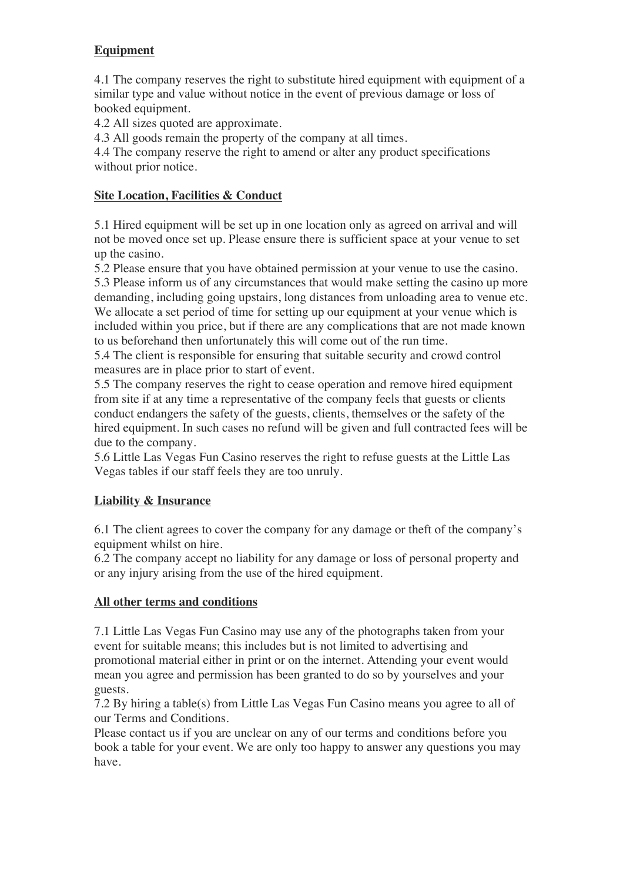**Equipment**

4.1 The company reserves the right to substitute hired equipment with equipment of a similar type and value without notice in the event of previous damage or loss of booked equipment.
4.2 All sizes quoted are approximate.
4.3 All goods remain the property of the company at all times.
4.4 The company reserve the right to amend or alter any product specifications without prior notice.

**Site Location, Facilities & Conduct**

5.1 Hired equipment will be set up in one location only as agreed on arrival and will not be moved once set up. Please ensure there is sufficient space at your venue to set up the casino.
5.2 Please ensure that you have obtained permission at your venue to use the casino.
5.3 Please inform us of any circumstances that would make setting the casino up more demanding, including going upstairs, long distances from unloading area to venue etc. We allocate a set period of time for setting up our equipment at your venue which is included within you price, but if there are any complications that are not made known to us beforehand then unfortunately this will come out of the run time.
5.4 The client is responsible for ensuring that suitable security and crowd control measures are in place prior to start of event.
5.5 The company reserves the right to cease operation and remove hired equipment from site if at any time a representative of the company feels that guests or clients conduct endangers the safety of the guests, clients, themselves or the safety of the hired equipment. In such cases no refund will be given and full contracted fees will be due to the company.
5.6 Little Las Vegas Fun Casino reserves the right to refuse guests at the Little Las Vegas tables if our staff feels they are too unruly.

**Liability & Insurance**

6.1 The client agrees to cover the company for any damage or theft of the company's equipment whilst on hire.
6.2 The company accept no liability for any damage or loss of personal property and or any injury arising from the use of the hired equipment.

**All other terms and conditions**

7.1 Little Las Vegas Fun Casino may use any of the photographs taken from your event for suitable means; this includes but is not limited to advertising and promotional material either in print or on the internet. Attending your event would mean you agree and permission has been granted to do so by yourselves and your guests.
7.2 By hiring a table(s) from Little Las Vegas Fun Casino means you agree to all of our Terms and Conditions.
Please contact us if you are unclear on any of our terms and conditions before you book a table for your event. We are only too happy to answer any questions you may have.